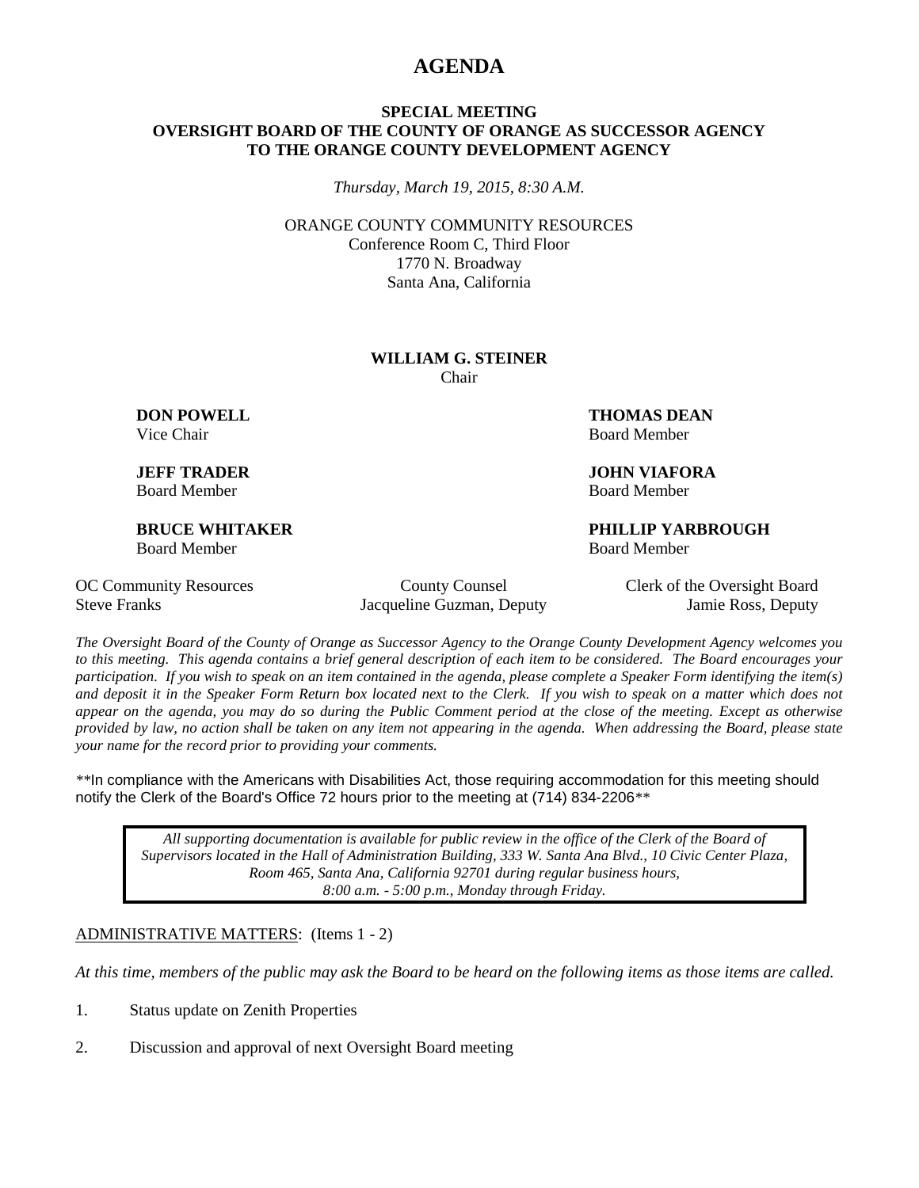# AGENDA

**SPECIAL MEETING**
**OVERSIGHT BOARD OF THE COUNTY OF ORANGE AS SUCCESSOR AGENCY TO THE ORANGE COUNTY DEVELOPMENT AGENCY**

*Thursday, March 19, 2015, 8:30 A.M.*

ORANGE COUNTY COMMUNITY RESOURCES
Conference Room C, Third Floor
1770 N. Broadway
Santa Ana, California

**WILLIAM G. STEINER**
Chair

**DON POWELL**
Vice Chair

**THOMAS DEAN**
Board Member

**JEFF TRADER**
Board Member

**JOHN VIAFORA**
Board Member

**BRUCE WHITAKER**
Board Member

**PHILLIP YARBROUGH**
Board Member

OC Community Resources
Steve Franks

County Counsel
Jacqueline Guzman, Deputy

Clerk of the Oversight Board
Jamie Ross, Deputy

*The Oversight Board of the County of Orange as Successor Agency to the Orange County Development Agency welcomes you to this meeting. This agenda contains a brief general description of each item to be considered. The Board encourages your participation. If you wish to speak on an item contained in the agenda, please complete a Speaker Form identifying the item(s) and deposit it in the Speaker Form Return box located next to the Clerk. If you wish to speak on a matter which does not appear on the agenda, you may do so during the Public Comment period at the close of the meeting. Except as otherwise provided by law, no action shall be taken on any item not appearing in the agenda. When addressing the Board, please state your name for the record prior to providing your comments.*

**In compliance with the Americans with Disabilities Act, those requiring accommodation for this meeting should notify the Clerk of the Board's Office 72 hours prior to the meeting at (714) 834-2206**

*All supporting documentation is available for public review in the office of the Clerk of the Board of Supervisors located in the Hall of Administration Building, 333 W. Santa Ana Blvd., 10 Civic Center Plaza, Room 465, Santa Ana, California 92701 during regular business hours, 8:00 a.m. - 5:00 p.m., Monday through Friday.*

ADMINISTRATIVE MATTERS: (Items 1 - 2)

*At this time, members of the public may ask the Board to be heard on the following items as those items are called.*

1. Status update on Zenith Properties

2. Discussion and approval of next Oversight Board meeting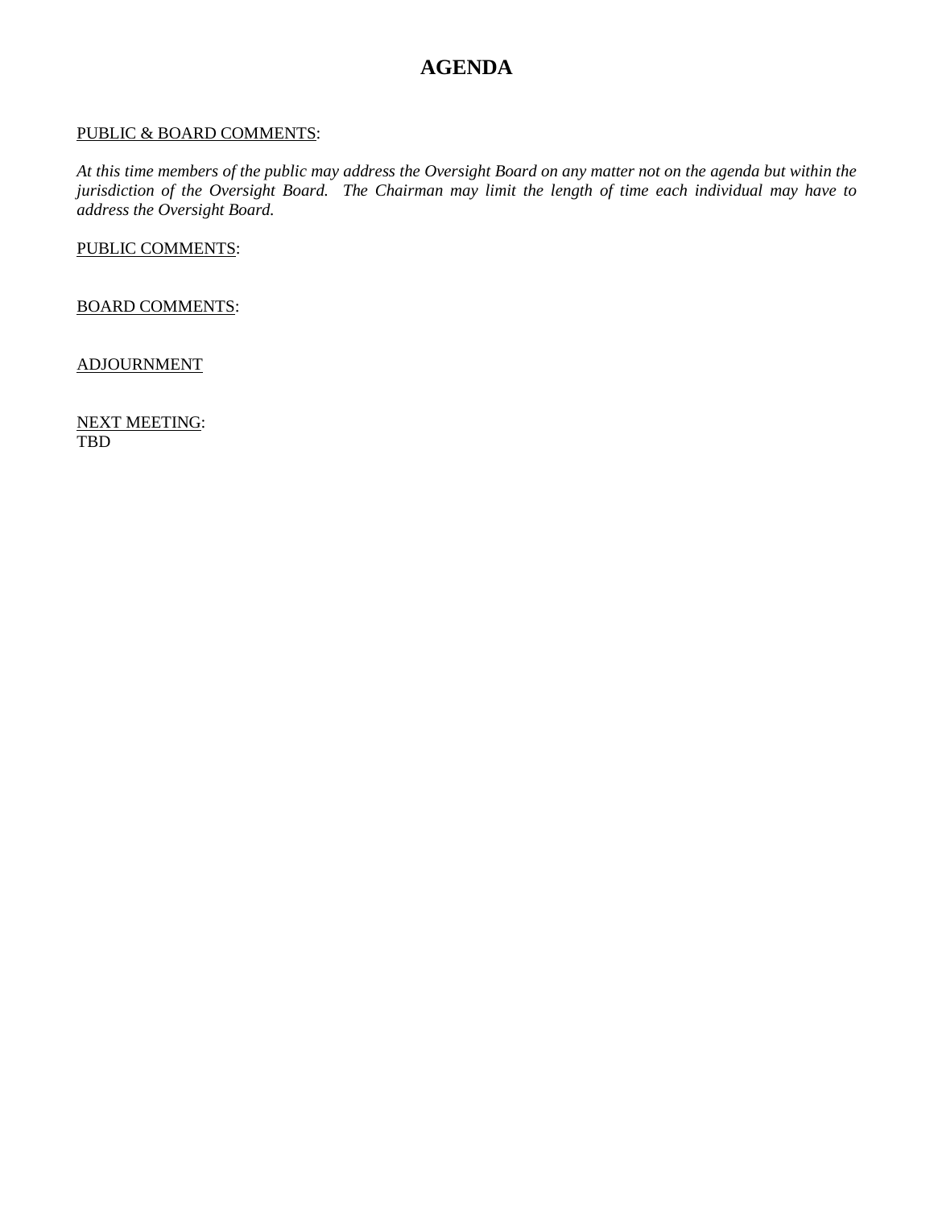# AGENDA

<u>PUBLIC & BOARD COMMENTS</u>:

*At this time members of the public may address the Oversight Board on any matter not on the agenda but within the jurisdiction of the Oversight Board. The Chairman may limit the length of time each individual may have to address the Oversight Board.*

<u>PUBLIC COMMENTS</u>:

<u>BOARD COMMENTS</u>:

<u>ADJOURNMENT</u>

<u>NEXT MEETING</u>:
TBD